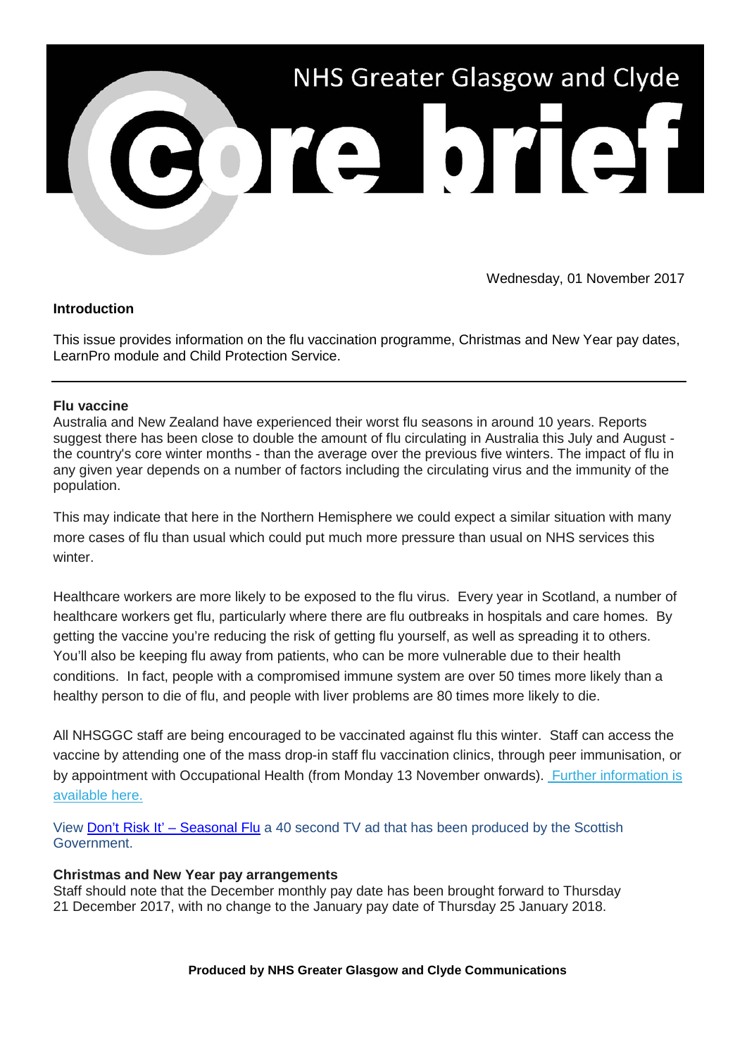# NHS Greater Glasgow and Clyde core brief

Wednesday, 01 November 2017

**Introduction**

This issue provides information on the flu vaccination programme, Christmas and New Year pay dates, LearnPro module and Child Protection Service.

---

**Flu vaccine**

Australia and New Zealand have experienced their worst flu seasons in around 10 years. Reports suggest there has been close to double the amount of flu circulating in Australia this July and August - the country's core winter months - than the average over the previous five winters. The impact of flu in any given year depends on a number of factors including the circulating virus and the immunity of the population.

This may indicate that here in the Northern Hemisphere we could expect a similar situation with many more cases of flu than usual which could put much more pressure than usual on NHS services this winter.

Healthcare workers are more likely to be exposed to the flu virus. Every year in Scotland, a number of healthcare workers get flu, particularly where there are flu outbreaks in hospitals and care homes. By getting the vaccine you're reducing the risk of getting flu yourself, as well as spreading it to others. You'll also be keeping flu away from patients, who can be more vulnerable due to their health conditions. In fact, people with a compromised immune system are over 50 times more likely than a healthy person to die of flu, and people with liver problems are 80 times more likely to die.

All NHSGGC staff are being encouraged to be vaccinated against flu this winter. Staff can access the vaccine by attending one of the mass drop-in staff flu vaccination clinics, through peer immunisation, or by appointment with Occupational Health (from Monday 13 November onwards). Further information is available here.

View Don't Risk It' – Seasonal Flu a 40 second TV ad that has been produced by the Scottish Government.

**Christmas and New Year pay arrangements**

Staff should note that the December monthly pay date has been brought forward to Thursday 21 December 2017, with no change to the January pay date of Thursday 25 January 2018.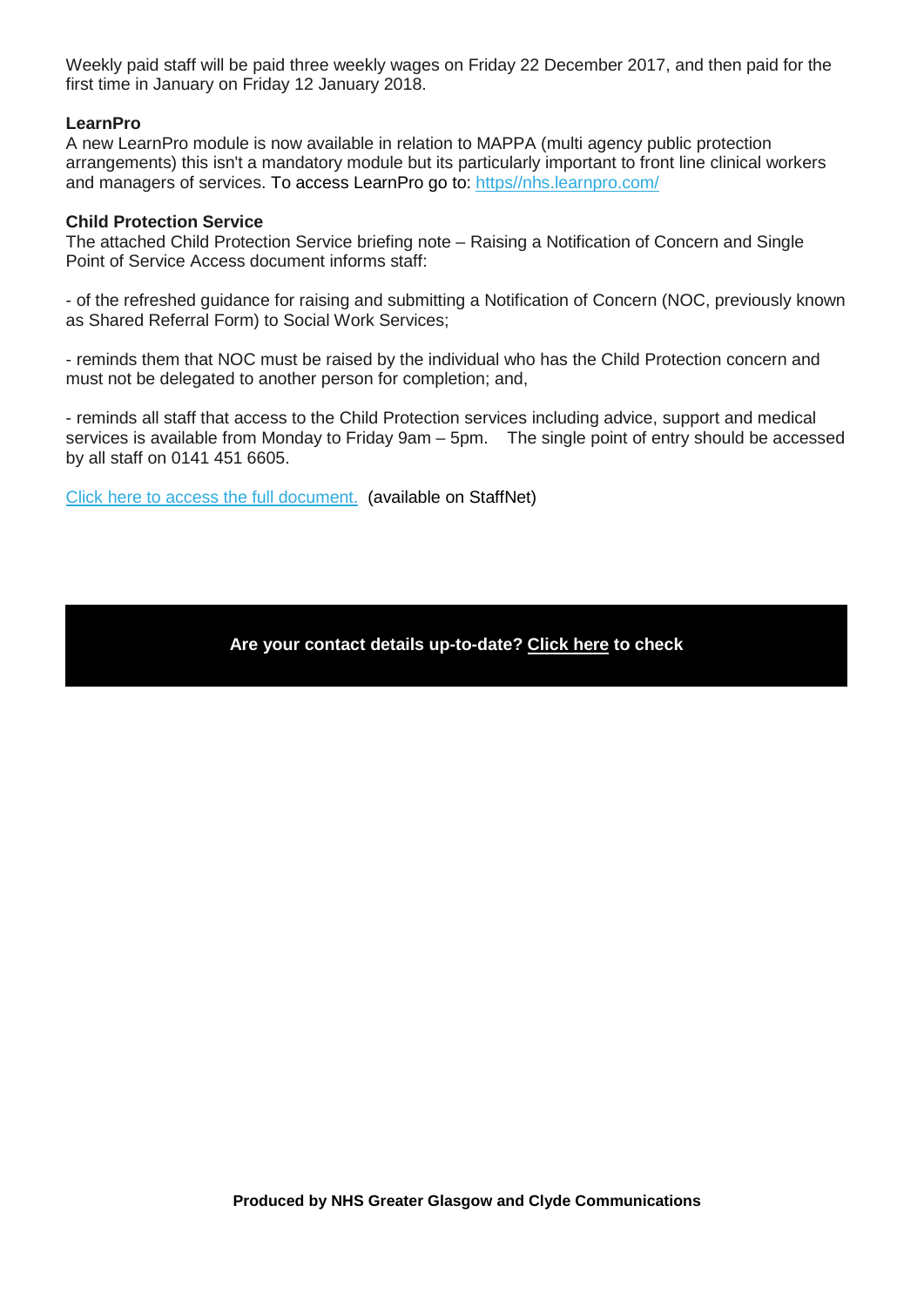Weekly paid staff will be paid three weekly wages on Friday 22 December 2017, and then paid for the first time in January on Friday 12 January 2018.

**LearnPro**

A new LearnPro module is now available in relation to MAPPA (multi agency public protection arrangements) this isn't a mandatory module but its particularly important to front line clinical workers and managers of services. To access LearnPro go to: https//nhs.learnpro.com/

**Child Protection Service**

The attached Child Protection Service briefing note – Raising a Notification of Concern and Single Point of Service Access document informs staff:

- of the refreshed guidance for raising and submitting a Notification of Concern (NOC, previously known as Shared Referral Form) to Social Work Services;

- reminds them that NOC must be raised by the individual who has the Child Protection concern and must not be delegated to another person for completion; and,

- reminds all staff that access to the Child Protection services including advice, support and medical services is available from Monday to Friday 9am – 5pm. The single point of entry should be accessed by all staff on 0141 451 6605.

Click here to access the full document. (available on StaffNet)

**Are your contact details up-to-date? Click here to check**

**Produced by NHS Greater Glasgow and Clyde Communications**